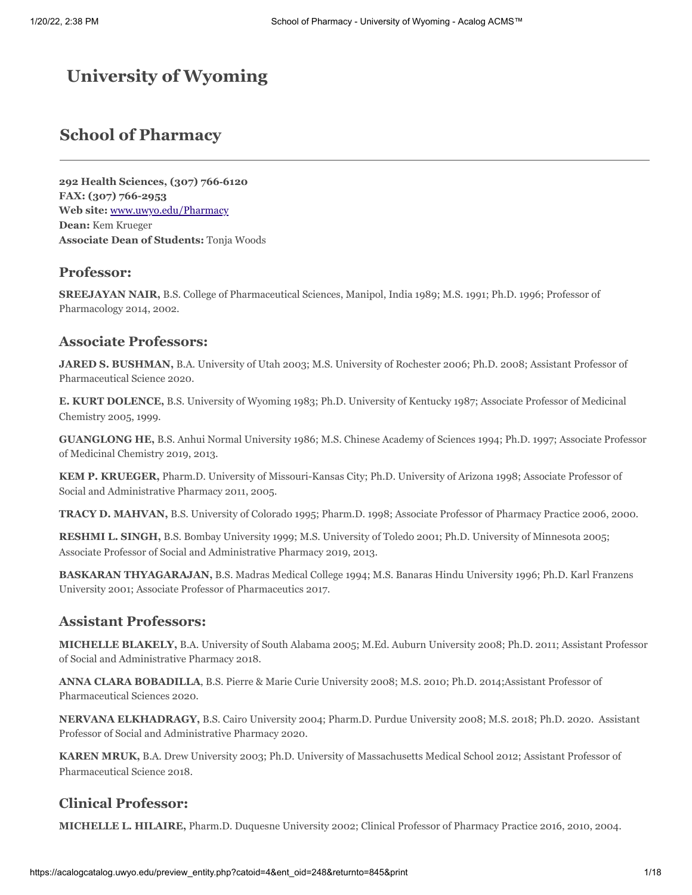# University of Wyoming

## School of Pharmacy

**292 Health Sciences, (307) 766-6120**
**FAX: (307) 766-2953**
**Web site:** www.uwyo.edu/Pharmacy
**Dean:** Kem Krueger
**Associate Dean of Students:** Tonja Woods

### Professor:

**SREEJAYAN NAIR,** B.S. College of Pharmaceutical Sciences, Manipol, India 1989; M.S. 1991; Ph.D. 1996; Professor of Pharmacology 2014, 2002.

### Associate Professors:

**JARED S. BUSHMAN,** B.A. University of Utah 2003; M.S. University of Rochester 2006; Ph.D. 2008; Assistant Professor of Pharmaceutical Science 2020.

**E. KURT DOLENCE,** B.S. University of Wyoming 1983; Ph.D. University of Kentucky 1987; Associate Professor of Medicinal Chemistry 2005, 1999.

**GUANGLONG HE,** B.S. Anhui Normal University 1986; M.S. Chinese Academy of Sciences 1994; Ph.D. 1997; Associate Professor of Medicinal Chemistry 2019, 2013.

**KEM P. KRUEGER,** Pharm.D. University of Missouri-Kansas City; Ph.D. University of Arizona 1998; Associate Professor of Social and Administrative Pharmacy 2011, 2005.

**TRACY D. MAHVAN,** B.S. University of Colorado 1995; Pharm.D. 1998; Associate Professor of Pharmacy Practice 2006, 2000.

**RESHMI L. SINGH,** B.S. Bombay University 1999; M.S. University of Toledo 2001; Ph.D. University of Minnesota 2005; Associate Professor of Social and Administrative Pharmacy 2019, 2013.

**BASKARAN THYAGARAJAN,** B.S. Madras Medical College 1994; M.S. Banaras Hindu University 1996; Ph.D. Karl Franzens University 2001; Associate Professor of Pharmaceutics 2017.

### Assistant Professors:

**MICHELLE BLAKELY,** B.A. University of South Alabama 2005; M.Ed. Auburn University 2008; Ph.D. 2011; Assistant Professor of Social and Administrative Pharmacy 2018.

**ANNA CLARA BOBADILLA**, B.S. Pierre & Marie Curie University 2008; M.S. 2010; Ph.D. 2014;Assistant Professor of Pharmaceutical Sciences 2020.

**NERVANA ELKHADRAGY,** B.S. Cairo University 2004; Pharm.D. Purdue University 2008; M.S. 2018; Ph.D. 2020. Assistant Professor of Social and Administrative Pharmacy 2020.

**KAREN MRUK,** B.A. Drew University 2003; Ph.D. University of Massachusetts Medical School 2012; Assistant Professor of Pharmaceutical Science 2018.

### Clinical Professor:

**MICHELLE L. HILAIRE,** Pharm.D. Duquesne University 2002; Clinical Professor of Pharmacy Practice 2016, 2010, 2004.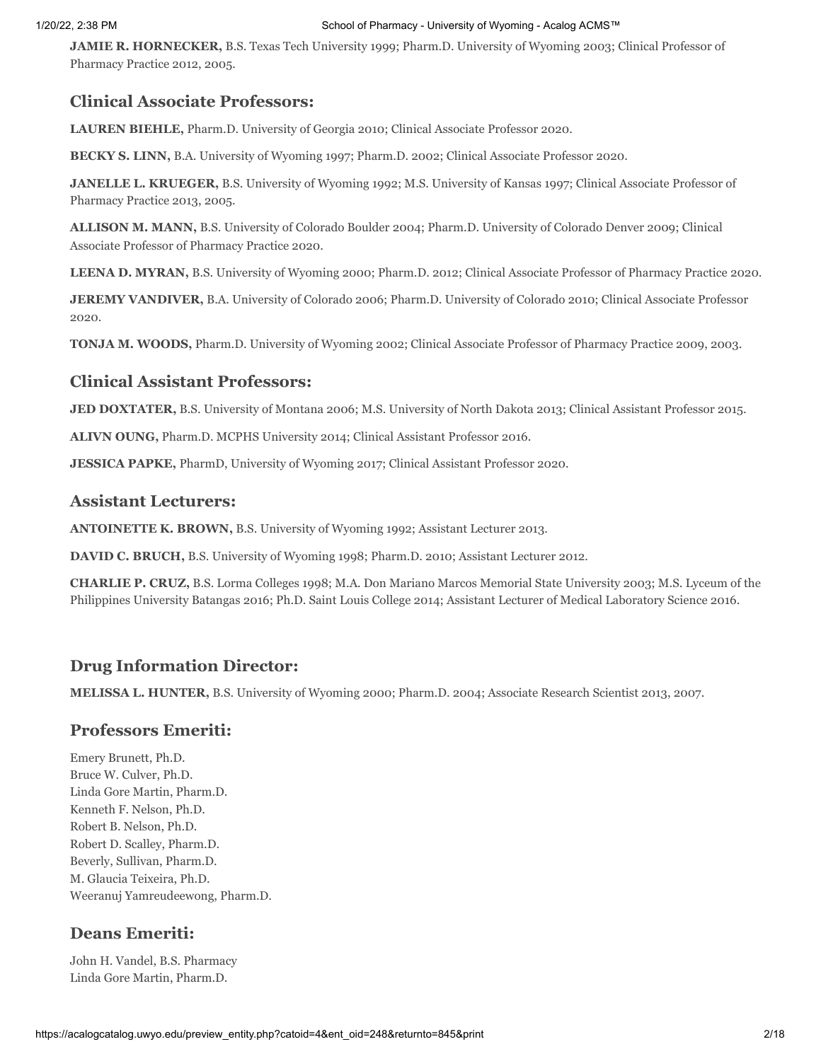**JAMIE R. HORNECKER,** B.S. Texas Tech University 1999; Pharm.D. University of Wyoming 2003; Clinical Professor of Pharmacy Practice 2012, 2005.

## Clinical Associate Professors:

**LAUREN BIEHLE,** Pharm.D. University of Georgia 2010; Clinical Associate Professor 2020.

**BECKY S. LINN,** B.A. University of Wyoming 1997; Pharm.D. 2002; Clinical Associate Professor 2020.

**JANELLE L. KRUEGER,** B.S. University of Wyoming 1992; M.S. University of Kansas 1997; Clinical Associate Professor of Pharmacy Practice 2013, 2005.

**ALLISON M. MANN,** B.S. University of Colorado Boulder 2004; Pharm.D. University of Colorado Denver 2009; Clinical Associate Professor of Pharmacy Practice 2020.

**LEENA D. MYRAN,** B.S. University of Wyoming 2000; Pharm.D. 2012; Clinical Associate Professor of Pharmacy Practice 2020.

**JEREMY VANDIVER,** B.A. University of Colorado 2006; Pharm.D. University of Colorado 2010; Clinical Associate Professor 2020.

**TONJA M. WOODS,** Pharm.D. University of Wyoming 2002; Clinical Associate Professor of Pharmacy Practice 2009, 2003.

## Clinical Assistant Professors:

**JED DOXTATER,** B.S. University of Montana 2006; M.S. University of North Dakota 2013; Clinical Assistant Professor 2015.

**ALIVN OUNG,** Pharm.D. MCPHS University 2014; Clinical Assistant Professor 2016.

**JESSICA PAPKE,** PharmD, University of Wyoming 2017; Clinical Assistant Professor 2020.

## Assistant Lecturers:

**ANTOINETTE K. BROWN,** B.S. University of Wyoming 1992; Assistant Lecturer 2013.

**DAVID C. BRUCH,** B.S. University of Wyoming 1998; Pharm.D. 2010; Assistant Lecturer 2012.

**CHARLIE P. CRUZ,** B.S. Lorma Colleges 1998; M.A. Don Mariano Marcos Memorial State University 2003; M.S. Lyceum of the Philippines University Batangas 2016; Ph.D. Saint Louis College 2014; Assistant Lecturer of Medical Laboratory Science 2016.

## Drug Information Director:

**MELISSA L. HUNTER,** B.S. University of Wyoming 2000; Pharm.D. 2004; Associate Research Scientist 2013, 2007.

## Professors Emeriti:

Emery Brunett, Ph.D.
Bruce W. Culver, Ph.D.
Linda Gore Martin, Pharm.D.
Kenneth F. Nelson, Ph.D.
Robert B. Nelson, Ph.D.
Robert D. Scalley, Pharm.D.
Beverly, Sullivan, Pharm.D.
M. Glaucia Teixeira, Ph.D.
Weeranuj Yamreudeewong, Pharm.D.

## Deans Emeriti:

John H. Vandel, B.S. Pharmacy
Linda Gore Martin, Pharm.D.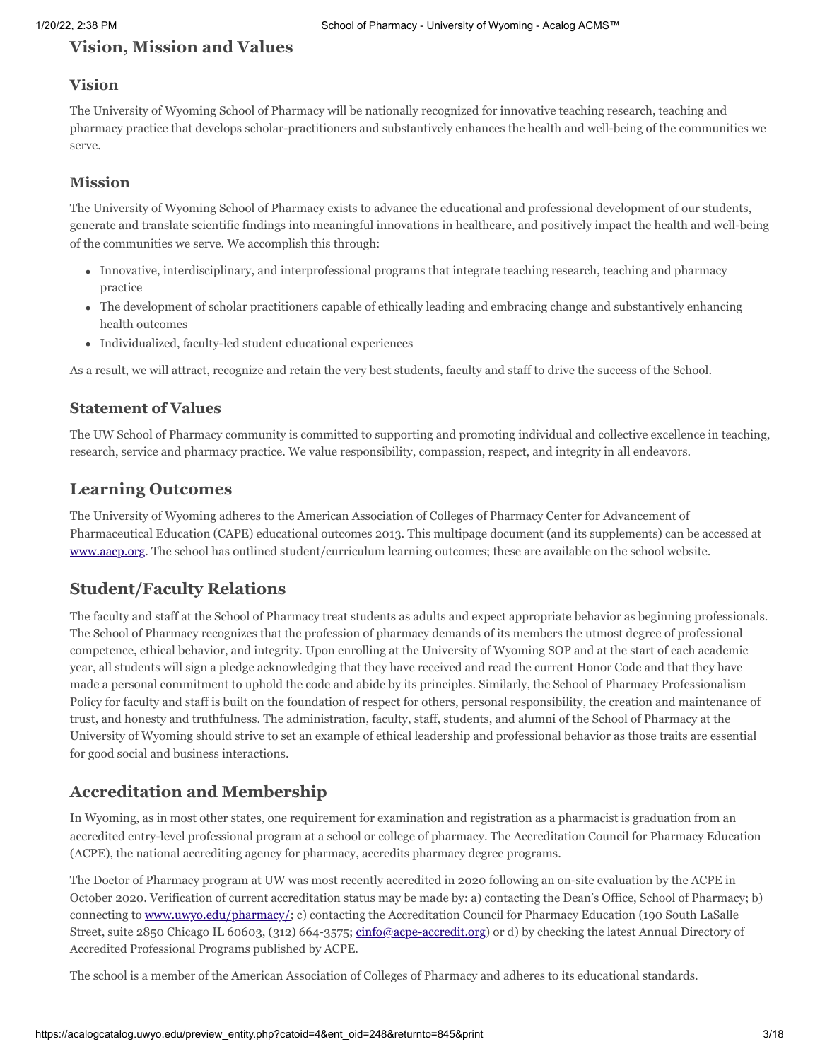### Vision, Mission and Values

#### Vision

The University of Wyoming School of Pharmacy will be nationally recognized for innovative teaching research, teaching and pharmacy practice that develops scholar-practitioners and substantively enhances the health and well-being of the communities we serve.

#### Mission

The University of Wyoming School of Pharmacy exists to advance the educational and professional development of our students, generate and translate scientific findings into meaningful innovations in healthcare, and positively impact the health and well-being of the communities we serve. We accomplish this through:

- Innovative, interdisciplinary, and interprofessional programs that integrate teaching research, teaching and pharmacy practice
- The development of scholar practitioners capable of ethically leading and embracing change and substantively enhancing health outcomes
- Individualized, faculty-led student educational experiences

As a result, we will attract, recognize and retain the very best students, faculty and staff to drive the success of the School.

#### Statement of Values

The UW School of Pharmacy community is committed to supporting and promoting individual and collective excellence in teaching, research, service and pharmacy practice. We value responsibility, compassion, respect, and integrity in all endeavors.

## Learning Outcomes

The University of Wyoming adheres to the American Association of Colleges of Pharmacy Center for Advancement of Pharmaceutical Education (CAPE) educational outcomes 2013. This multipage document (and its supplements) can be accessed at www.aacp.org. The school has outlined student/curriculum learning outcomes; these are available on the school website.

## Student/Faculty Relations

The faculty and staff at the School of Pharmacy treat students as adults and expect appropriate behavior as beginning professionals. The School of Pharmacy recognizes that the profession of pharmacy demands of its members the utmost degree of professional competence, ethical behavior, and integrity. Upon enrolling at the University of Wyoming SOP and at the start of each academic year, all students will sign a pledge acknowledging that they have received and read the current Honor Code and that they have made a personal commitment to uphold the code and abide by its principles. Similarly, the School of Pharmacy Professionalism Policy for faculty and staff is built on the foundation of respect for others, personal responsibility, the creation and maintenance of trust, and honesty and truthfulness. The administration, faculty, staff, students, and alumni of the School of Pharmacy at the University of Wyoming should strive to set an example of ethical leadership and professional behavior as those traits are essential for good social and business interactions.

## Accreditation and Membership

In Wyoming, as in most other states, one requirement for examination and registration as a pharmacist is graduation from an accredited entry-level professional program at a school or college of pharmacy. The Accreditation Council for Pharmacy Education (ACPE), the national accrediting agency for pharmacy, accredits pharmacy degree programs.

The Doctor of Pharmacy program at UW was most recently accredited in 2020 following an on-site evaluation by the ACPE in October 2020. Verification of current accreditation status may be made by: a) contacting the Dean's Office, School of Pharmacy; b) connecting to www.uwyo.edu/pharmacy/; c) contacting the Accreditation Council for Pharmacy Education (190 South LaSalle Street, suite 2850 Chicago IL 60603, (312) 664-3575; cinfo@acpe-accredit.org) or d) by checking the latest Annual Directory of Accredited Professional Programs published by ACPE.

The school is a member of the American Association of Colleges of Pharmacy and adheres to its educational standards.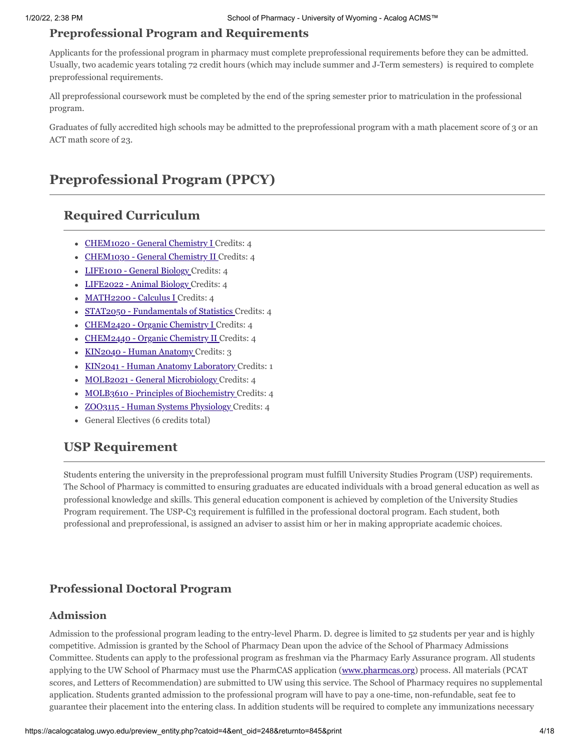### Preprofessional Program and Requirements

Applicants for the professional program in pharmacy must complete preprofessional requirements before they can be admitted. Usually, two academic years totaling 72 credit hours (which may include summer and J-Term semesters) is required to complete preprofessional requirements.

All preprofessional coursework must be completed by the end of the spring semester prior to matriculation in the professional program.

Graduates of fully accredited high schools may be admitted to the preprofessional program with a math placement score of 3 or an ACT math score of 23.

## Preprofessional Program (PPCY)

### Required Curriculum

- CHEM1020 - General Chemistry I Credits: 4
- CHEM1030 - General Chemistry II Credits: 4
- LIFE1010 - General Biology Credits: 4
- LIFE2022 - Animal Biology Credits: 4
- MATH2200 - Calculus I Credits: 4
- STAT2050 - Fundamentals of Statistics Credits: 4
- CHEM2420 - Organic Chemistry I Credits: 4
- CHEM2440 - Organic Chemistry II Credits: 4
- KIN2040 - Human Anatomy Credits: 3
- KIN2041 - Human Anatomy Laboratory Credits: 1
- MOLB2021 - General Microbiology Credits: 4
- MOLB3610 - Principles of Biochemistry Credits: 4
- ZOO3115 - Human Systems Physiology Credits: 4
- General Electives (6 credits total)

### USP Requirement

Students entering the university in the preprofessional program must fulfill University Studies Program (USP) requirements. The School of Pharmacy is committed to ensuring graduates are educated individuals with a broad general education as well as professional knowledge and skills. This general education component is achieved by completion of the University Studies Program requirement. The USP-C3 requirement is fulfilled in the professional doctoral program. Each student, both professional and preprofessional, is assigned an adviser to assist him or her in making appropriate academic choices.

### Professional Doctoral Program

#### Admission

Admission to the professional program leading to the entry-level Pharm. D. degree is limited to 52 students per year and is highly competitive. Admission is granted by the School of Pharmacy Dean upon the advice of the School of Pharmacy Admissions Committee. Students can apply to the professional program as freshman via the Pharmacy Early Assurance program. All students applying to the UW School of Pharmacy must use the PharmCAS application (www.pharmcas.org) process. All materials (PCAT scores, and Letters of Recommendation) are submitted to UW using this service. The School of Pharmacy requires no supplemental application. Students granted admission to the professional program will have to pay a one-time, non-refundable, seat fee to guarantee their placement into the entering class. In addition students will be required to complete any immunizations necessary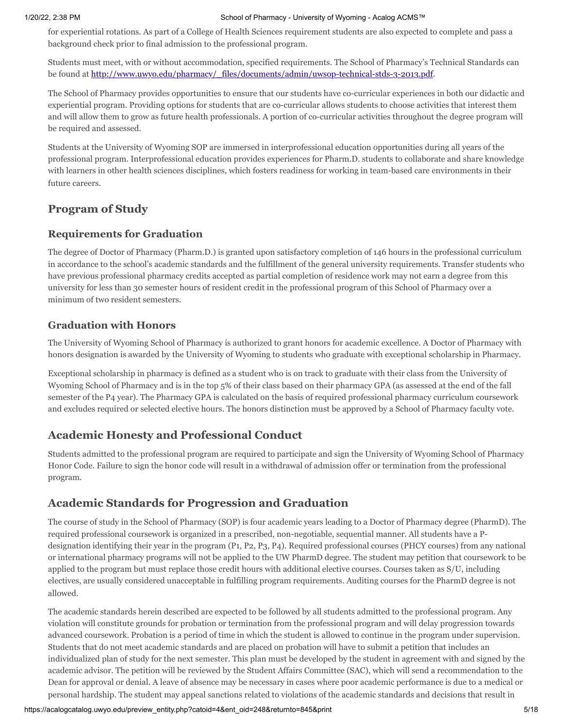for experiential rotations. As part of a College of Health Sciences requirement students are also expected to complete and pass a background check prior to final admission to the professional program.

Students must meet, with or without accommodation, specified requirements. The School of Pharmacy's Technical Standards can be found at http://www.uwyo.edu/pharmacy/_files/documents/admin/uwsop-technical-stds-3-2013.pdf.

The School of Pharmacy provides opportunities to ensure that our students have co-curricular experiences in both our didactic and experiential program. Providing options for students that are co-curricular allows students to choose activities that interest them and will allow them to grow as future health professionals. A portion of co-curricular activities throughout the degree program will be required and assessed.

Students at the University of Wyoming SOP are immersed in interprofessional education opportunities during all years of the professional program. Interprofessional education provides experiences for Pharm.D. students to collaborate and share knowledge with learners in other health sciences disciplines, which fosters readiness for working in team-based care environments in their future careers.

## Program of Study

### Requirements for Graduation

The degree of Doctor of Pharmacy (Pharm.D.) is granted upon satisfactory completion of 146 hours in the professional curriculum in accordance to the school's academic standards and the fulfillment of the general university requirements. Transfer students who have previous professional pharmacy credits accepted as partial completion of residence work may not earn a degree from this university for less than 30 semester hours of resident credit in the professional program of this School of Pharmacy over a minimum of two resident semesters.

### Graduation with Honors

The University of Wyoming School of Pharmacy is authorized to grant honors for academic excellence. A Doctor of Pharmacy with honors designation is awarded by the University of Wyoming to students who graduate with exceptional scholarship in Pharmacy.

Exceptional scholarship in pharmacy is defined as a student who is on track to graduate with their class from the University of Wyoming School of Pharmacy and is in the top 5% of their class based on their pharmacy GPA (as assessed at the end of the fall semester of the P4 year). The Pharmacy GPA is calculated on the basis of required professional pharmacy curriculum coursework and excludes required or selected elective hours. The honors distinction must be approved by a School of Pharmacy faculty vote.

## Academic Honesty and Professional Conduct

Students admitted to the professional program are required to participate and sign the University of Wyoming School of Pharmacy Honor Code. Failure to sign the honor code will result in a withdrawal of admission offer or termination from the professional program.

## Academic Standards for Progression and Graduation

The course of study in the School of Pharmacy (SOP) is four academic years leading to a Doctor of Pharmacy degree (PharmD). The required professional coursework is organized in a prescribed, non-negotiable, sequential manner. All students have a P-designation identifying their year in the program (P1, P2, P3, P4). Required professional courses (PHCY courses) from any national or international pharmacy programs will not be applied to the UW PharmD degree. The student may petition that coursework to be applied to the program but must replace those credit hours with additional elective courses. Courses taken as S/U, including electives, are usually considered unacceptable in fulfilling program requirements. Auditing courses for the PharmD degree is not allowed.

The academic standards herein described are expected to be followed by all students admitted to the professional program. Any violation will constitute grounds for probation or termination from the professional program and will delay progression towards advanced coursework. Probation is a period of time in which the student is allowed to continue in the program under supervision. Students that do not meet academic standards and are placed on probation will have to submit a petition that includes an individualized plan of study for the next semester. This plan must be developed by the student in agreement with and signed by the academic advisor. The petition will be reviewed by the Student Affairs Committee (SAC), which will send a recommendation to the Dean for approval or denial. A leave of absence may be necessary in cases where poor academic performance is due to a medical or personal hardship. The student may appeal sanctions related to violations of the academic standards and decisions that result in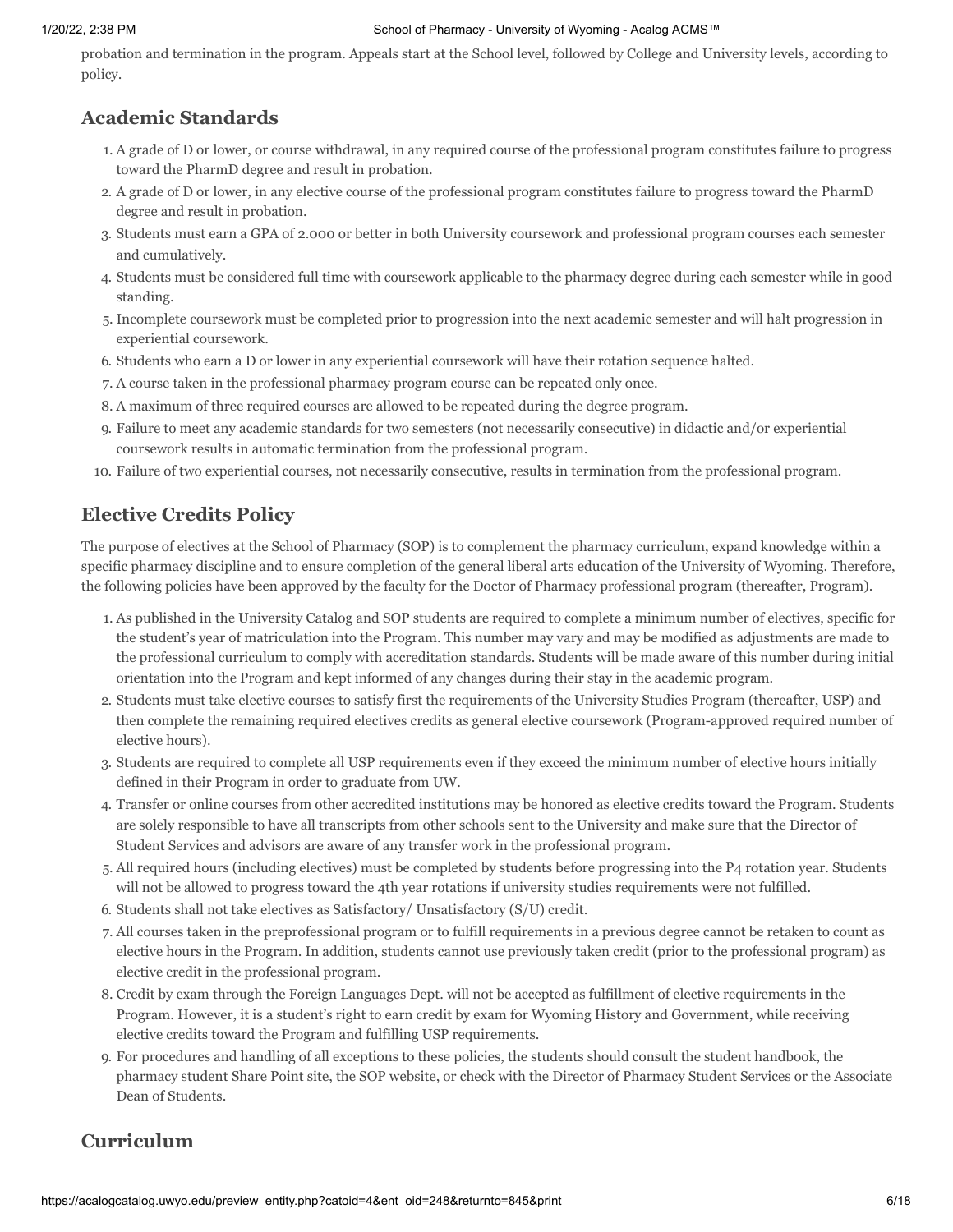probation and termination in the program. Appeals start at the School level, followed by College and University levels, according to policy.

## Academic Standards

1. A grade of D or lower, or course withdrawal, in any required course of the professional program constitutes failure to progress toward the PharmD degree and result in probation.
2. A grade of D or lower, in any elective course of the professional program constitutes failure to progress toward the PharmD degree and result in probation.
3. Students must earn a GPA of 2.000 or better in both University coursework and professional program courses each semester and cumulatively.
4. Students must be considered full time with coursework applicable to the pharmacy degree during each semester while in good standing.
5. Incomplete coursework must be completed prior to progression into the next academic semester and will halt progression in experiential coursework.
6. Students who earn a D or lower in any experiential coursework will have their rotation sequence halted.
7. A course taken in the professional pharmacy program course can be repeated only once.
8. A maximum of three required courses are allowed to be repeated during the degree program.
9. Failure to meet any academic standards for two semesters (not necessarily consecutive) in didactic and/or experiential coursework results in automatic termination from the professional program.
10. Failure of two experiential courses, not necessarily consecutive, results in termination from the professional program.

## Elective Credits Policy

The purpose of electives at the School of Pharmacy (SOP) is to complement the pharmacy curriculum, expand knowledge within a specific pharmacy discipline and to ensure completion of the general liberal arts education of the University of Wyoming. Therefore, the following policies have been approved by the faculty for the Doctor of Pharmacy professional program (thereafter, Program).

1. As published in the University Catalog and SOP students are required to complete a minimum number of electives, specific for the student's year of matriculation into the Program. This number may vary and may be modified as adjustments are made to the professional curriculum to comply with accreditation standards. Students will be made aware of this number during initial orientation into the Program and kept informed of any changes during their stay in the academic program.
2. Students must take elective courses to satisfy first the requirements of the University Studies Program (thereafter, USP) and then complete the remaining required electives credits as general elective coursework (Program-approved required number of elective hours).
3. Students are required to complete all USP requirements even if they exceed the minimum number of elective hours initially defined in their Program in order to graduate from UW.
4. Transfer or online courses from other accredited institutions may be honored as elective credits toward the Program. Students are solely responsible to have all transcripts from other schools sent to the University and make sure that the Director of Student Services and advisors are aware of any transfer work in the professional program.
5. All required hours (including electives) must be completed by students before progressing into the P4 rotation year. Students will not be allowed to progress toward the 4th year rotations if university studies requirements were not fulfilled.
6. Students shall not take electives as Satisfactory/ Unsatisfactory (S/U) credit.
7. All courses taken in the preprofessional program or to fulfill requirements in a previous degree cannot be retaken to count as elective hours in the Program. In addition, students cannot use previously taken credit (prior to the professional program) as elective credit in the professional program.
8. Credit by exam through the Foreign Languages Dept. will not be accepted as fulfillment of elective requirements in the Program. However, it is a student's right to earn credit by exam for Wyoming History and Government, while receiving elective credits toward the Program and fulfilling USP requirements.
9. For procedures and handling of all exceptions to these policies, the students should consult the student handbook, the pharmacy student Share Point site, the SOP website, or check with the Director of Pharmacy Student Services or the Associate Dean of Students.

## Curriculum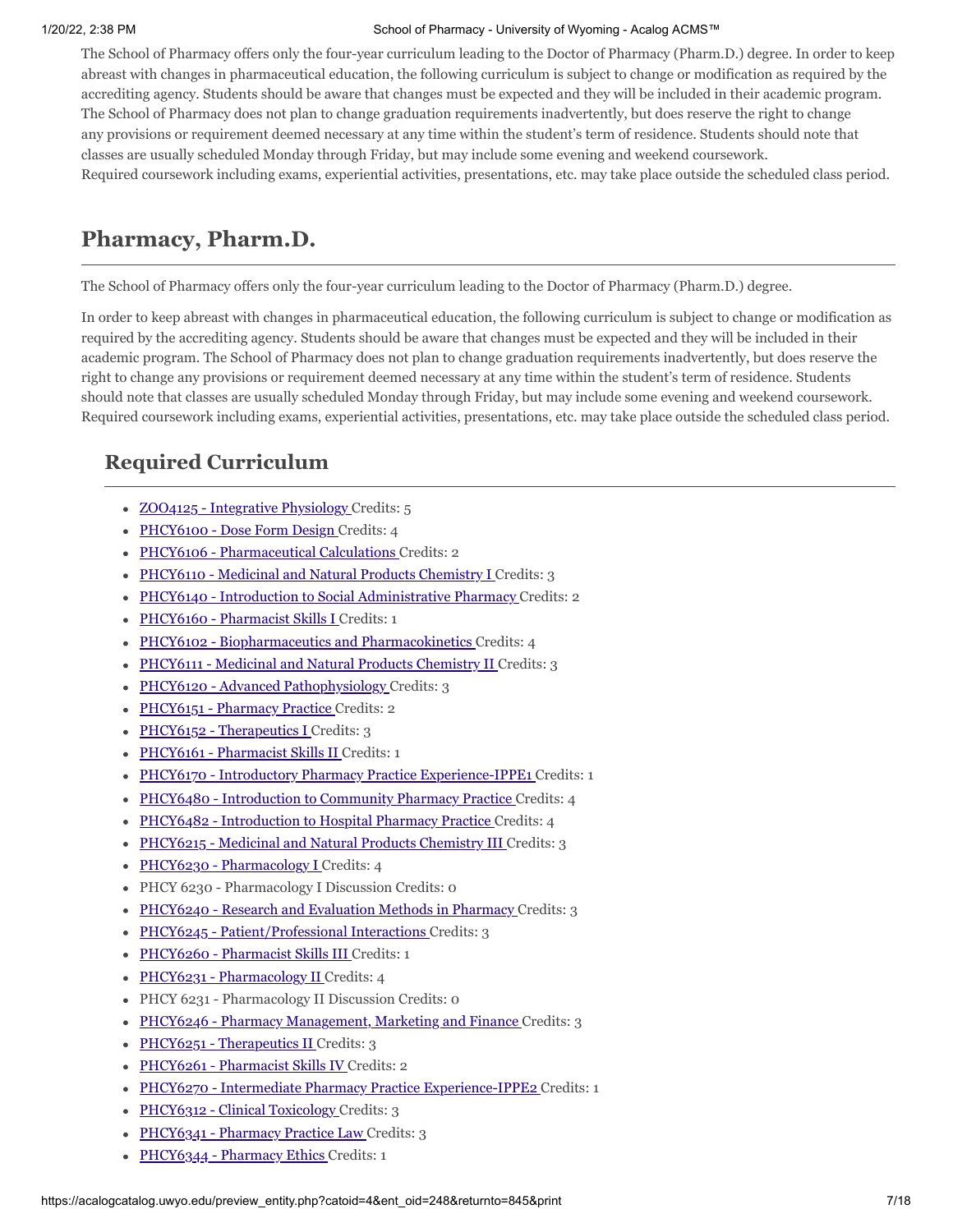The School of Pharmacy offers only the four-year curriculum leading to the Doctor of Pharmacy (Pharm.D.) degree. In order to keep abreast with changes in pharmaceutical education, the following curriculum is subject to change or modification as required by the accrediting agency. Students should be aware that changes must be expected and they will be included in their academic program. The School of Pharmacy does not plan to change graduation requirements inadvertently, but does reserve the right to change any provisions or requirement deemed necessary at any time within the student's term of residence. Students should note that classes are usually scheduled Monday through Friday, but may include some evening and weekend coursework.
Required coursework including exams, experiential activities, presentations, etc. may take place outside the scheduled class period.

## Pharmacy, Pharm.D.

The School of Pharmacy offers only the four-year curriculum leading to the Doctor of Pharmacy (Pharm.D.) degree.

In order to keep abreast with changes in pharmaceutical education, the following curriculum is subject to change or modification as required by the accrediting agency. Students should be aware that changes must be expected and they will be included in their academic program. The School of Pharmacy does not plan to change graduation requirements inadvertently, but does reserve the right to change any provisions or requirement deemed necessary at any time within the student's term of residence. Students should note that classes are usually scheduled Monday through Friday, but may include some evening and weekend coursework. Required coursework including exams, experiential activities, presentations, etc. may take place outside the scheduled class period.

### Required Curriculum

- ZOO4125 - Integrative Physiology Credits: 5
- PHCY6100 - Dose Form Design Credits: 4
- PHCY6106 - Pharmaceutical Calculations Credits: 2
- PHCY6110 - Medicinal and Natural Products Chemistry I Credits: 3
- PHCY6140 - Introduction to Social Administrative Pharmacy Credits: 2
- PHCY6160 - Pharmacist Skills I Credits: 1
- PHCY6102 - Biopharmaceutics and Pharmacokinetics Credits: 4
- PHCY6111 - Medicinal and Natural Products Chemistry II Credits: 3
- PHCY6120 - Advanced Pathophysiology Credits: 3
- PHCY6151 - Pharmacy Practice Credits: 2
- PHCY6152 - Therapeutics I Credits: 3
- PHCY6161 - Pharmacist Skills II Credits: 1
- PHCY6170 - Introductory Pharmacy Practice Experience-IPPE1 Credits: 1
- PHCY6480 - Introduction to Community Pharmacy Practice Credits: 4
- PHCY6482 - Introduction to Hospital Pharmacy Practice Credits: 4
- PHCY6215 - Medicinal and Natural Products Chemistry III Credits: 3
- PHCY6230 - Pharmacology I Credits: 4
- PHCY 6230 - Pharmacology I Discussion Credits: 0
- PHCY6240 - Research and Evaluation Methods in Pharmacy Credits: 3
- PHCY6245 - Patient/Professional Interactions Credits: 3
- PHCY6260 - Pharmacist Skills III Credits: 1
- PHCY6231 - Pharmacology II Credits: 4
- PHCY 6231 - Pharmacology II Discussion Credits: 0
- PHCY6246 - Pharmacy Management, Marketing and Finance Credits: 3
- PHCY6251 - Therapeutics II Credits: 3
- PHCY6261 - Pharmacist Skills IV Credits: 2
- PHCY6270 - Intermediate Pharmacy Practice Experience-IPPE2 Credits: 1
- PHCY6312 - Clinical Toxicology Credits: 3
- PHCY6341 - Pharmacy Practice Law Credits: 3
- PHCY6344 - Pharmacy Ethics Credits: 1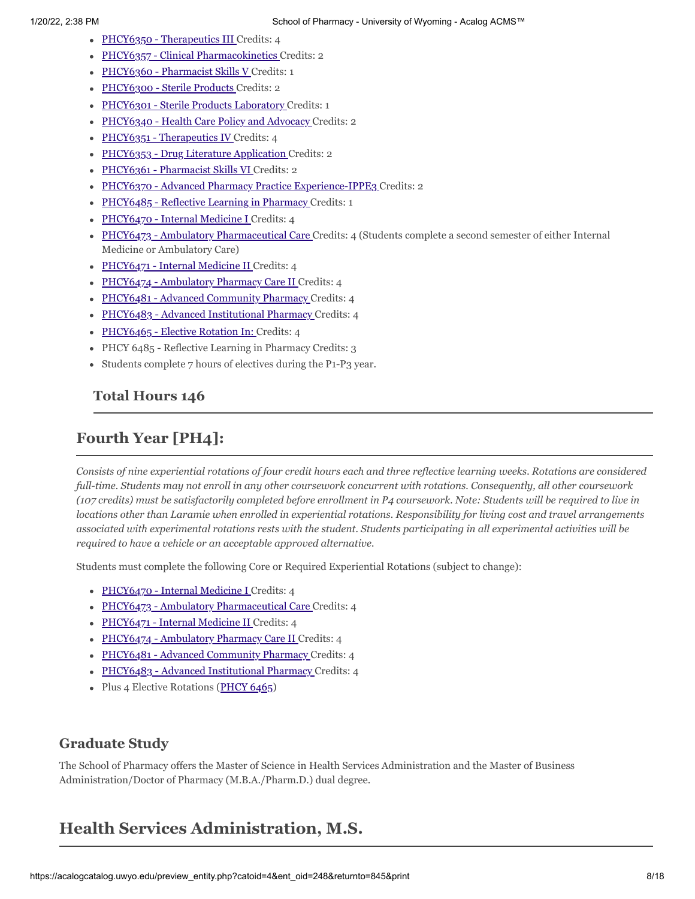- PHCY6350 - Therapeutics III Credits: 4
- PHCY6357 - Clinical Pharmacokinetics Credits: 2
- PHCY6360 - Pharmacist Skills V Credits: 1
- PHCY6300 - Sterile Products Credits: 2
- PHCY6301 - Sterile Products Laboratory Credits: 1
- PHCY6340 - Health Care Policy and Advocacy Credits: 2
- PHCY6351 - Therapeutics IV Credits: 4
- PHCY6353 - Drug Literature Application Credits: 2
- PHCY6361 - Pharmacist Skills VI Credits: 2
- PHCY6370 - Advanced Pharmacy Practice Experience-IPPE3 Credits: 2
- PHCY6485 - Reflective Learning in Pharmacy Credits: 1
- PHCY6470 - Internal Medicine I Credits: 4
- PHCY6473 - Ambulatory Pharmaceutical Care Credits: 4 (Students complete a second semester of either Internal Medicine or Ambulatory Care)
- PHCY6471 - Internal Medicine II Credits: 4
- PHCY6474 - Ambulatory Pharmacy Care II Credits: 4
- PHCY6481 - Advanced Community Pharmacy Credits: 4
- PHCY6483 - Advanced Institutional Pharmacy Credits: 4
- PHCY6465 - Elective Rotation In: Credits: 4
- PHCY 6485 - Reflective Learning in Pharmacy Credits: 3
- Students complete 7 hours of electives during the P1-P3 year.

### Total Hours 146

## Fourth Year [PH4]:

*Consists of nine experiential rotations of four credit hours each and three reflective learning weeks. Rotations are considered full-time. Students may not enroll in any other coursework concurrent with rotations. Consequently, all other coursework (107 credits) must be satisfactorily completed before enrollment in P4 coursework. Note: Students will be required to live in locations other than Laramie when enrolled in experiential rotations. Responsibility for living cost and travel arrangements associated with experimental rotations rests with the student. Students participating in all experimental activities will be required to have a vehicle or an acceptable approved alternative.*

Students must complete the following Core or Required Experiential Rotations (subject to change):

- PHCY6470 - Internal Medicine I Credits: 4
- PHCY6473 - Ambulatory Pharmaceutical Care Credits: 4
- PHCY6471 - Internal Medicine II Credits: 4
- PHCY6474 - Ambulatory Pharmacy Care II Credits: 4
- PHCY6481 - Advanced Community Pharmacy Credits: 4
- PHCY6483 - Advanced Institutional Pharmacy Credits: 4
- Plus 4 Elective Rotations (PHCY 6465)

### Graduate Study

The School of Pharmacy offers the Master of Science in Health Services Administration and the Master of Business Administration/Doctor of Pharmacy (M.B.A./Pharm.D.) dual degree.

## Health Services Administration, M.S.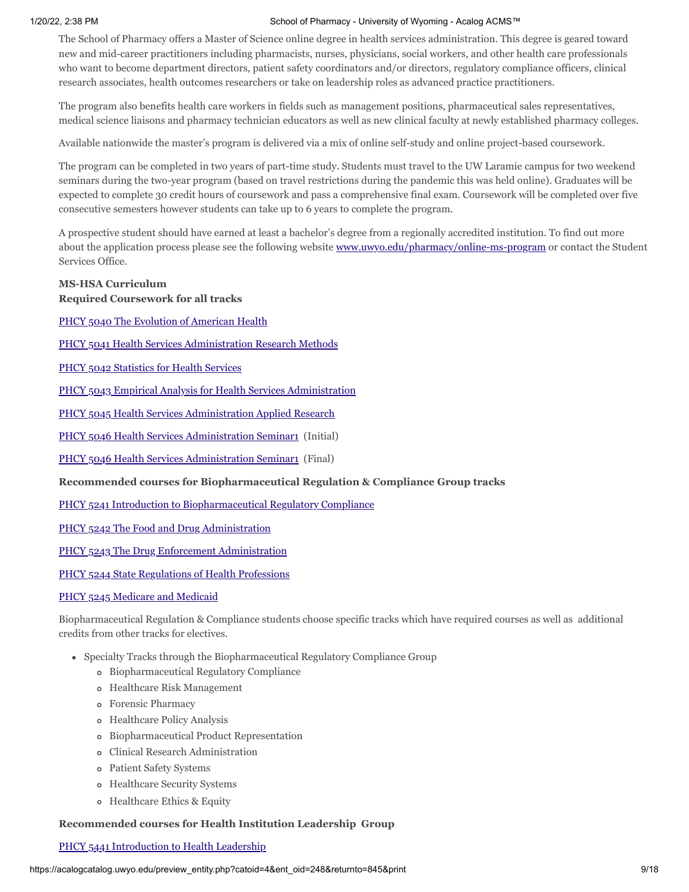The School of Pharmacy offers a Master of Science online degree in health services administration. This degree is geared toward new and mid-career practitioners including pharmacists, nurses, physicians, social workers, and other health care professionals who want to become department directors, patient safety coordinators and/or directors, regulatory compliance officers, clinical research associates, health outcomes researchers or take on leadership roles as advanced practice practitioners.

The program also benefits health care workers in fields such as management positions, pharmaceutical sales representatives, medical science liaisons and pharmacy technician educators as well as new clinical faculty at newly established pharmacy colleges.

Available nationwide the master's program is delivered via a mix of online self-study and online project-based coursework.

The program can be completed in two years of part-time study. Students must travel to the UW Laramie campus for two weekend seminars during the two-year program (based on travel restrictions during the pandemic this was held online). Graduates will be expected to complete 30 credit hours of coursework and pass a comprehensive final exam. Coursework will be completed over five consecutive semesters however students can take up to 6 years to complete the program.

A prospective student should have earned at least a bachelor's degree from a regionally accredited institution. To find out more about the application process please see the following website [www.uwyo.edu/pharmacy/online-ms-program](www.uwyo.edu/pharmacy/online-ms-program) or contact the Student Services Office.

**MS-HSA Curriculum**
**Required Coursework for all tracks**

PHCY 5040 The Evolution of American Health

PHCY 5041 Health Services Administration Research Methods

PHCY 5042 Statistics for Health Services

PHCY 5043 Empirical Analysis for Health Services Administration

PHCY 5045 Health Services Administration Applied Research

PHCY 5046 Health Services Administration Seminar1 (Initial)

PHCY 5046 Health Services Administration Seminar1 (Final)

**Recommended courses for Biopharmaceutical Regulation & Compliance Group tracks**

PHCY 5241 Introduction to Biopharmaceutical Regulatory Compliance

PHCY 5242 The Food and Drug Administration

PHCY 5243 The Drug Enforcement Administration

PHCY 5244 State Regulations of Health Professions

PHCY 5245 Medicare and Medicaid

Biopharmaceutical Regulation & Compliance students choose specific tracks which have required courses as well as additional credits from other tracks for electives.

- Specialty Tracks through the Biopharmaceutical Regulatory Compliance Group
  - Biopharmaceutical Regulatory Compliance
  - Healthcare Risk Management
  - Forensic Pharmacy
  - Healthcare Policy Analysis
  - Biopharmaceutical Product Representation
  - Clinical Research Administration
  - Patient Safety Systems
  - Healthcare Security Systems
  - Healthcare Ethics & Equity

**Recommended courses for Health Institution Leadership Group**

PHCY 5441 Introduction to Health Leadership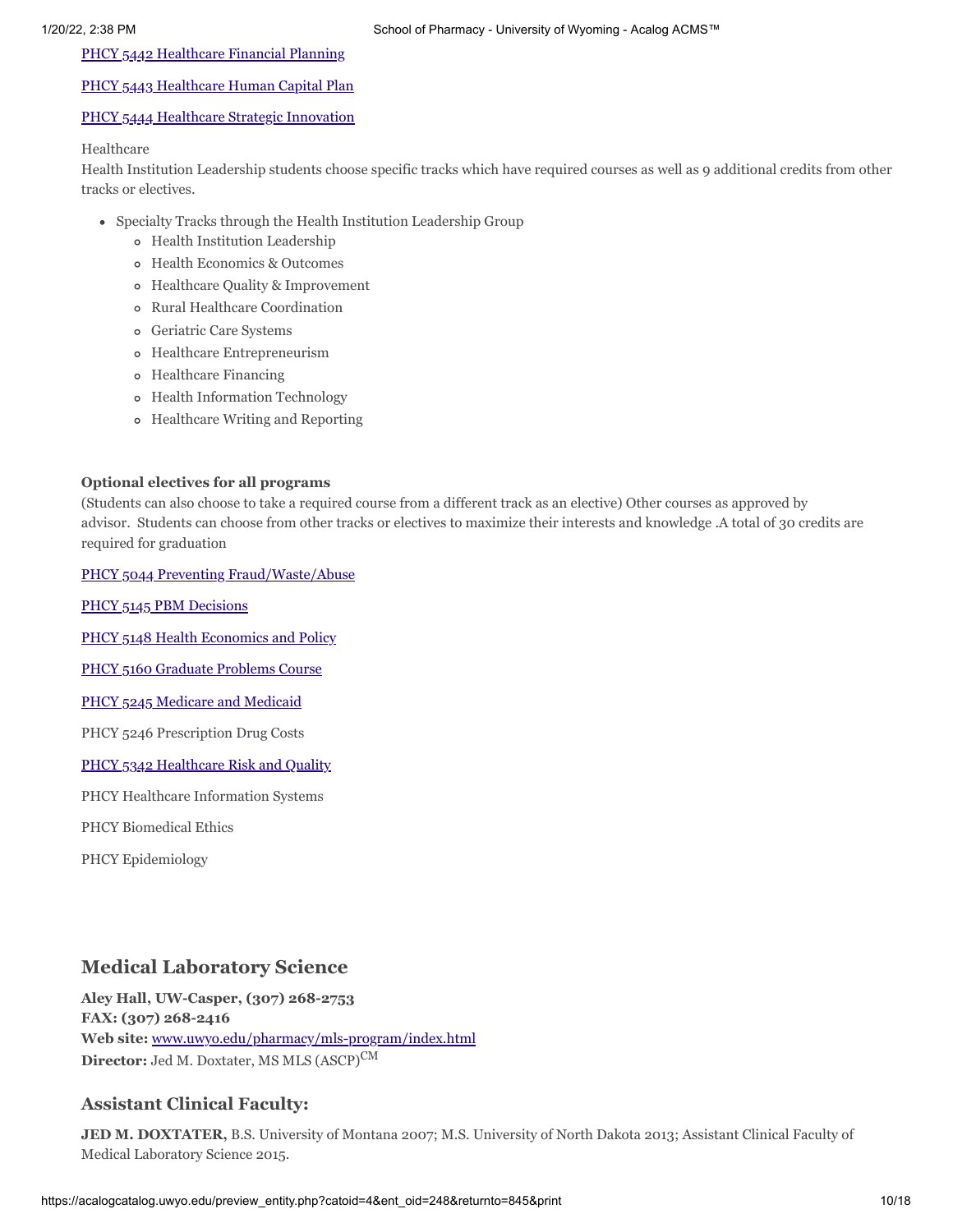PHCY 5442 Healthcare Financial Planning

PHCY 5443 Healthcare Human Capital Plan

PHCY 5444 Healthcare Strategic Innovation

Healthcare
Health Institution Leadership students choose specific tracks which have required courses as well as 9 additional credits from other tracks or electives.

- Specialty Tracks through the Health Institution Leadership Group
  - Health Institution Leadership
  - Health Economics & Outcomes
  - Healthcare Quality & Improvement
  - Rural Healthcare Coordination
  - Geriatric Care Systems
  - Healthcare Entrepreneurism
  - Healthcare Financing
  - Health Information Technology
  - Healthcare Writing and Reporting

**Optional electives for all programs**
(Students can also choose to take a required course from a different track as an elective) Other courses as approved by advisor. Students can choose from other tracks or electives to maximize their interests and knowledge .A total of 30 credits are required for graduation

PHCY 5044 Preventing Fraud/Waste/Abuse

PHCY 5145 PBM Decisions

PHCY 5148 Health Economics and Policy

PHCY 5160 Graduate Problems Course

PHCY 5245 Medicare and Medicaid

PHCY 5246 Prescription Drug Costs

PHCY 5342 Healthcare Risk and Quality

PHCY Healthcare Information Systems

PHCY Biomedical Ethics

PHCY Epidemiology

## Medical Laboratory Science

**Aley Hall, UW-Casper, (307) 268-2753**
**FAX: (307) 268-2416**
**Web site:** www.uwyo.edu/pharmacy/mls-program/index.html
**Director:** Jed M. Doxtater, MS MLS (ASCP)CM

### Assistant Clinical Faculty:

**JED M. DOXTATER,** B.S. University of Montana 2007; M.S. University of North Dakota 2013; Assistant Clinical Faculty of Medical Laboratory Science 2015.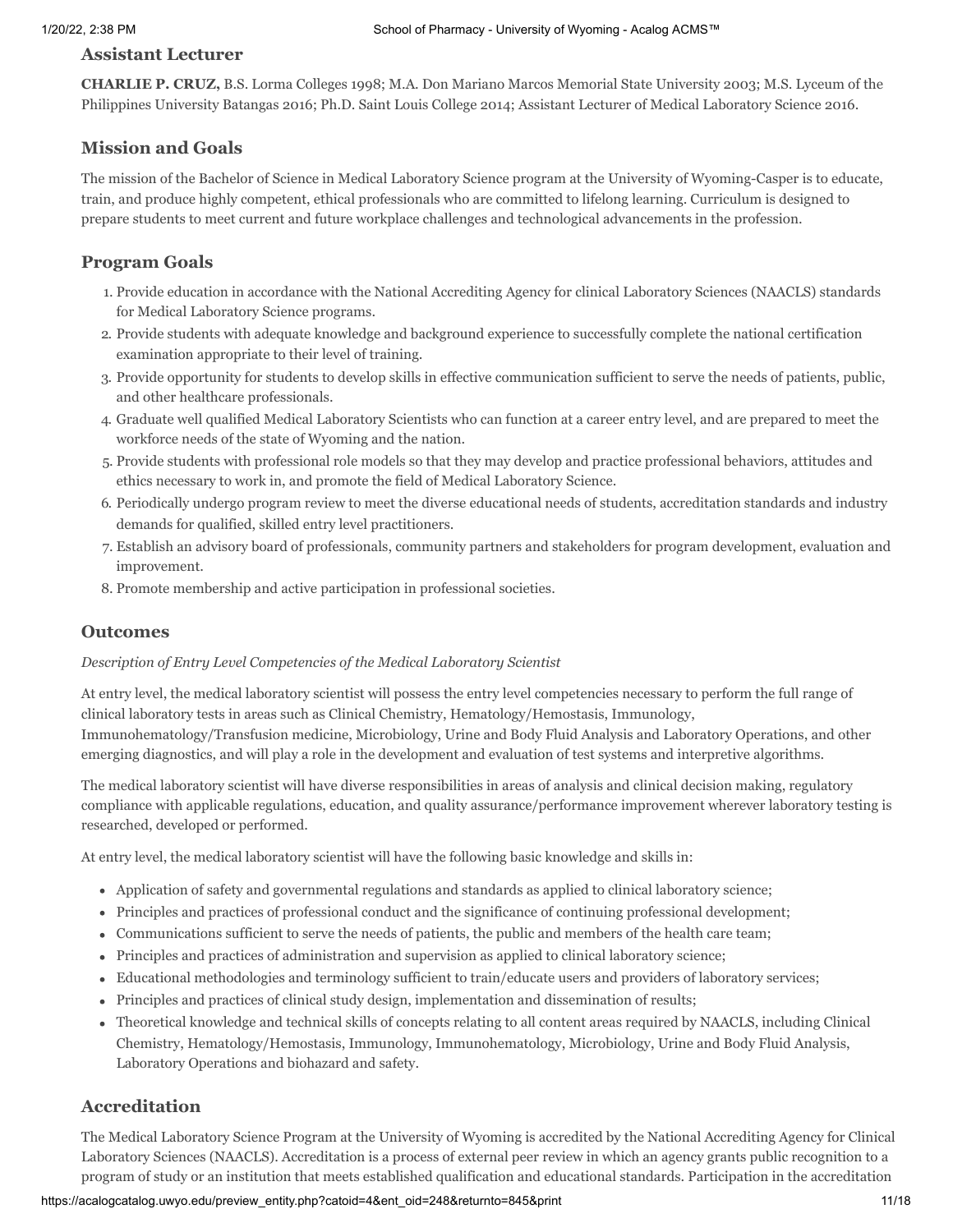### Assistant Lecturer

**CHARLIE P. CRUZ,** B.S. Lorma Colleges 1998; M.A. Don Mariano Marcos Memorial State University 2003; M.S. Lyceum of the Philippines University Batangas 2016; Ph.D. Saint Louis College 2014; Assistant Lecturer of Medical Laboratory Science 2016.

## Mission and Goals

The mission of the Bachelor of Science in Medical Laboratory Science program at the University of Wyoming-Casper is to educate, train, and produce highly competent, ethical professionals who are committed to lifelong learning. Curriculum is designed to prepare students to meet current and future workplace challenges and technological advancements in the profession.

## Program Goals

1. Provide education in accordance with the National Accrediting Agency for clinical Laboratory Sciences (NAACLS) standards for Medical Laboratory Science programs.
2. Provide students with adequate knowledge and background experience to successfully complete the national certification examination appropriate to their level of training.
3. Provide opportunity for students to develop skills in effective communication sufficient to serve the needs of patients, public, and other healthcare professionals.
4. Graduate well qualified Medical Laboratory Scientists who can function at a career entry level, and are prepared to meet the workforce needs of the state of Wyoming and the nation.
5. Provide students with professional role models so that they may develop and practice professional behaviors, attitudes and ethics necessary to work in, and promote the field of Medical Laboratory Science.
6. Periodically undergo program review to meet the diverse educational needs of students, accreditation standards and industry demands for qualified, skilled entry level practitioners.
7. Establish an advisory board of professionals, community partners and stakeholders for program development, evaluation and improvement.
8. Promote membership and active participation in professional societies.

## Outcomes

*Description of Entry Level Competencies of the Medical Laboratory Scientist*

At entry level, the medical laboratory scientist will possess the entry level competencies necessary to perform the full range of clinical laboratory tests in areas such as Clinical Chemistry, Hematology/Hemostasis, Immunology, Immunohematology/Transfusion medicine, Microbiology, Urine and Body Fluid Analysis and Laboratory Operations, and other emerging diagnostics, and will play a role in the development and evaluation of test systems and interpretive algorithms.

The medical laboratory scientist will have diverse responsibilities in areas of analysis and clinical decision making, regulatory compliance with applicable regulations, education, and quality assurance/performance improvement wherever laboratory testing is researched, developed or performed.

At entry level, the medical laboratory scientist will have the following basic knowledge and skills in:

- Application of safety and governmental regulations and standards as applied to clinical laboratory science;
- Principles and practices of professional conduct and the significance of continuing professional development;
- Communications sufficient to serve the needs of patients, the public and members of the health care team;
- Principles and practices of administration and supervision as applied to clinical laboratory science;
- Educational methodologies and terminology sufficient to train/educate users and providers of laboratory services;
- Principles and practices of clinical study design, implementation and dissemination of results;
- Theoretical knowledge and technical skills of concepts relating to all content areas required by NAACLS, including Clinical Chemistry, Hematology/Hemostasis, Immunology, Immunohematology, Microbiology, Urine and Body Fluid Analysis, Laboratory Operations and biohazard and safety.

## Accreditation

The Medical Laboratory Science Program at the University of Wyoming is accredited by the National Accrediting Agency for Clinical Laboratory Sciences (NAACLS). Accreditation is a process of external peer review in which an agency grants public recognition to a program of study or an institution that meets established qualification and educational standards. Participation in the accreditation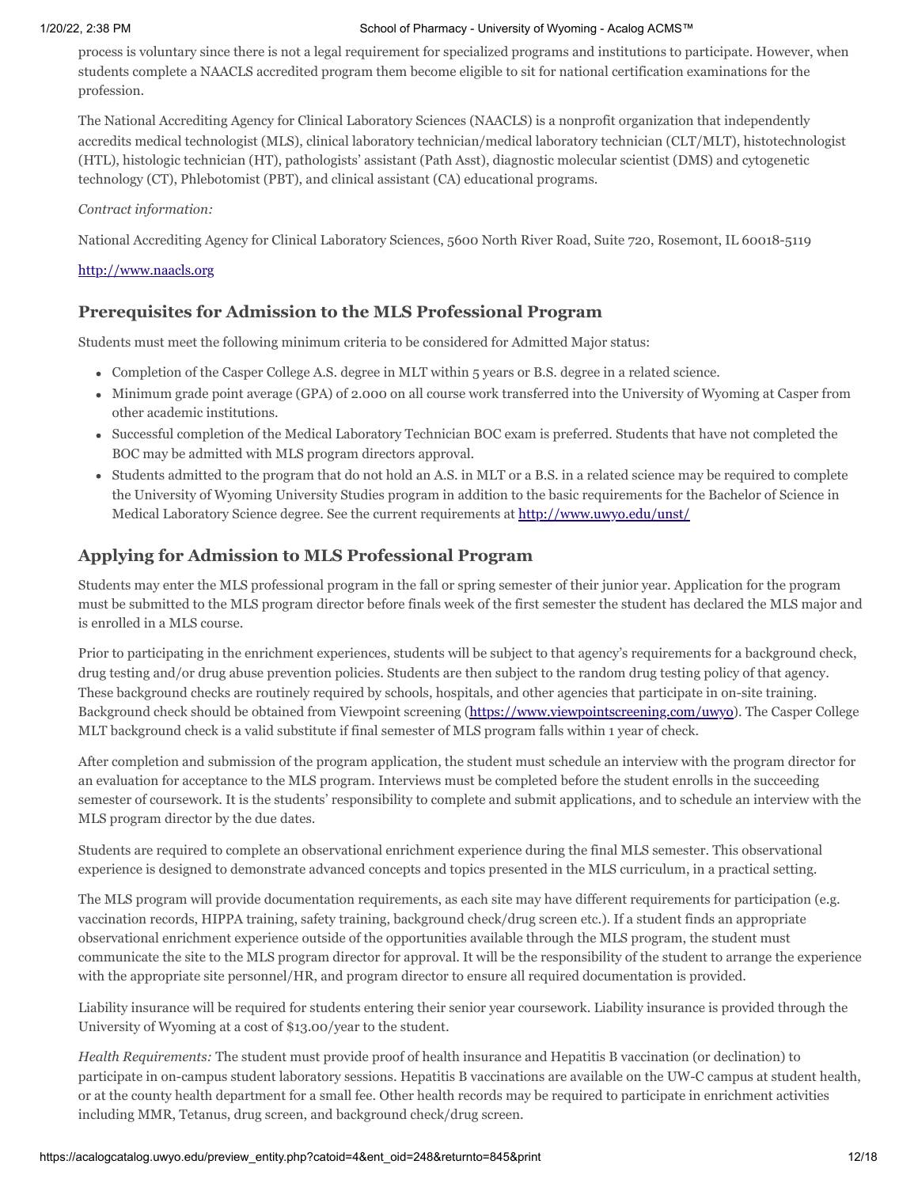process is voluntary since there is not a legal requirement for specialized programs and institutions to participate. However, when students complete a NAACLS accredited program them become eligible to sit for national certification examinations for the profession.

The National Accrediting Agency for Clinical Laboratory Sciences (NAACLS) is a nonprofit organization that independently accredits medical technologist (MLS), clinical laboratory technician/medical laboratory technician (CLT/MLT), histotechnologist (HTL), histologic technician (HT), pathologists' assistant (Path Asst), diagnostic molecular scientist (DMS) and cytogenetic technology (CT), Phlebotomist (PBT), and clinical assistant (CA) educational programs.

*Contract information:*

National Accrediting Agency for Clinical Laboratory Sciences, 5600 North River Road, Suite 720, Rosemont, IL 60018-5119

http://www.naacls.org

## Prerequisites for Admission to the MLS Professional Program

Students must meet the following minimum criteria to be considered for Admitted Major status:

- Completion of the Casper College A.S. degree in MLT within 5 years or B.S. degree in a related science.
- Minimum grade point average (GPA) of 2.000 on all course work transferred into the University of Wyoming at Casper from other academic institutions.
- Successful completion of the Medical Laboratory Technician BOC exam is preferred. Students that have not completed the BOC may be admitted with MLS program directors approval.
- Students admitted to the program that do not hold an A.S. in MLT or a B.S. in a related science may be required to complete the University of Wyoming University Studies program in addition to the basic requirements for the Bachelor of Science in Medical Laboratory Science degree. See the current requirements at http://www.uwyo.edu/unst/

## Applying for Admission to MLS Professional Program

Students may enter the MLS professional program in the fall or spring semester of their junior year. Application for the program must be submitted to the MLS program director before finals week of the first semester the student has declared the MLS major and is enrolled in a MLS course.

Prior to participating in the enrichment experiences, students will be subject to that agency's requirements for a background check, drug testing and/or drug abuse prevention policies. Students are then subject to the random drug testing policy of that agency. These background checks are routinely required by schools, hospitals, and other agencies that participate in on-site training. Background check should be obtained from Viewpoint screening (https://www.viewpointscreening.com/uwyo). The Casper College MLT background check is a valid substitute if final semester of MLS program falls within 1 year of check.

After completion and submission of the program application, the student must schedule an interview with the program director for an evaluation for acceptance to the MLS program. Interviews must be completed before the student enrolls in the succeeding semester of coursework. It is the students' responsibility to complete and submit applications, and to schedule an interview with the MLS program director by the due dates.

Students are required to complete an observational enrichment experience during the final MLS semester. This observational experience is designed to demonstrate advanced concepts and topics presented in the MLS curriculum, in a practical setting.

The MLS program will provide documentation requirements, as each site may have different requirements for participation (e.g. vaccination records, HIPPA training, safety training, background check/drug screen etc.). If a student finds an appropriate observational enrichment experience outside of the opportunities available through the MLS program, the student must communicate the site to the MLS program director for approval. It will be the responsibility of the student to arrange the experience with the appropriate site personnel/HR, and program director to ensure all required documentation is provided.

Liability insurance will be required for students entering their senior year coursework. Liability insurance is provided through the University of Wyoming at a cost of $13.00/year to the student.

*Health Requirements:* The student must provide proof of health insurance and Hepatitis B vaccination (or declination) to participate in on-campus student laboratory sessions. Hepatitis B vaccinations are available on the UW-C campus at student health, or at the county health department for a small fee. Other health records may be required to participate in enrichment activities including MMR, Tetanus, drug screen, and background check/drug screen.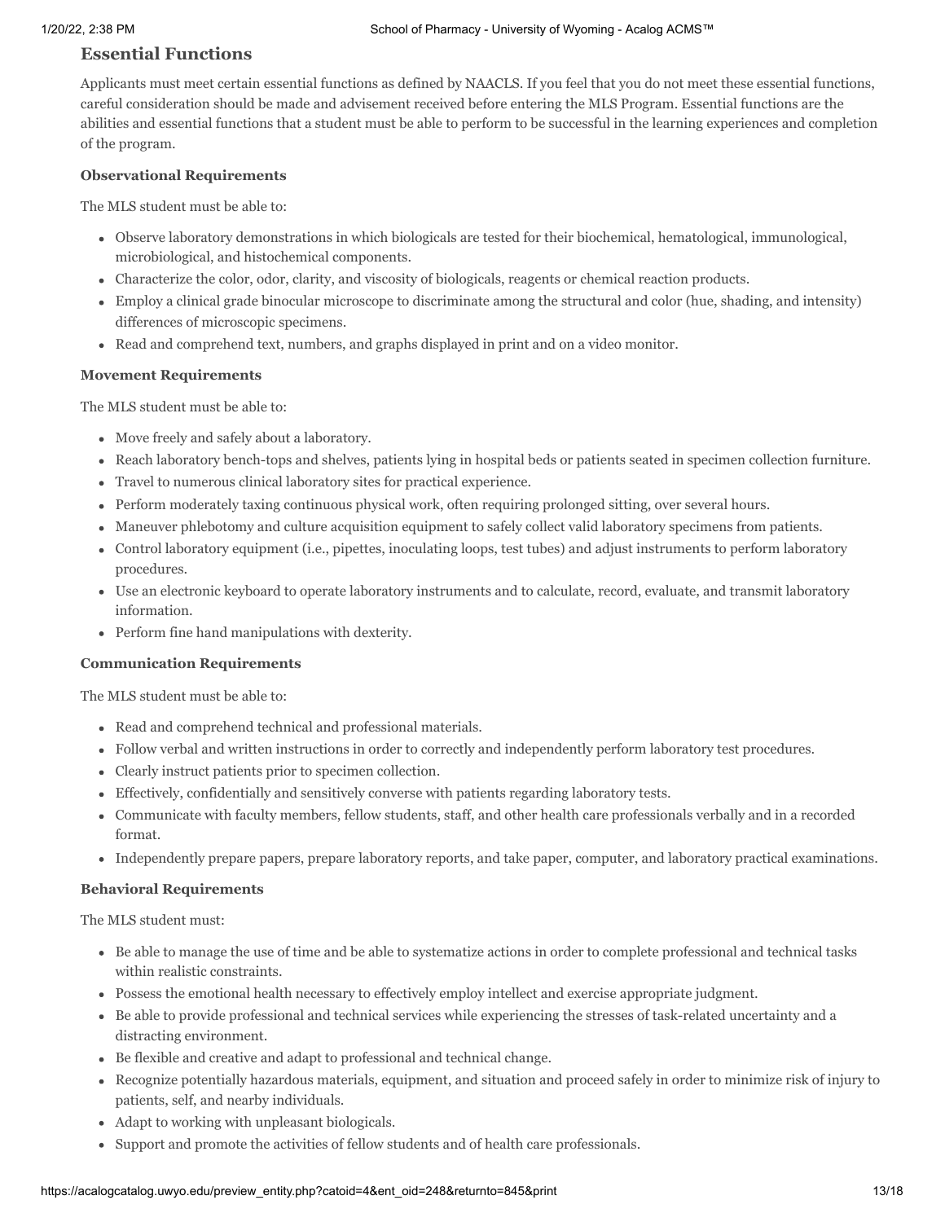## Essential Functions

Applicants must meet certain essential functions as defined by NAACLS. If you feel that you do not meet these essential functions, careful consideration should be made and advisement received before entering the MLS Program. Essential functions are the abilities and essential functions that a student must be able to perform to be successful in the learning experiences and completion of the program.

**Observational Requirements**

The MLS student must be able to:

- Observe laboratory demonstrations in which biologicals are tested for their biochemical, hematological, immunological, microbiological, and histochemical components.
- Characterize the color, odor, clarity, and viscosity of biologicals, reagents or chemical reaction products.
- Employ a clinical grade binocular microscope to discriminate among the structural and color (hue, shading, and intensity) differences of microscopic specimens.
- Read and comprehend text, numbers, and graphs displayed in print and on a video monitor.

**Movement Requirements**

The MLS student must be able to:

- Move freely and safely about a laboratory.
- Reach laboratory bench-tops and shelves, patients lying in hospital beds or patients seated in specimen collection furniture.
- Travel to numerous clinical laboratory sites for practical experience.
- Perform moderately taxing continuous physical work, often requiring prolonged sitting, over several hours.
- Maneuver phlebotomy and culture acquisition equipment to safely collect valid laboratory specimens from patients.
- Control laboratory equipment (i.e., pipettes, inoculating loops, test tubes) and adjust instruments to perform laboratory procedures.
- Use an electronic keyboard to operate laboratory instruments and to calculate, record, evaluate, and transmit laboratory information.
- Perform fine hand manipulations with dexterity.

**Communication Requirements**

The MLS student must be able to:

- Read and comprehend technical and professional materials.
- Follow verbal and written instructions in order to correctly and independently perform laboratory test procedures.
- Clearly instruct patients prior to specimen collection.
- Effectively, confidentially and sensitively converse with patients regarding laboratory tests.
- Communicate with faculty members, fellow students, staff, and other health care professionals verbally and in a recorded format.
- Independently prepare papers, prepare laboratory reports, and take paper, computer, and laboratory practical examinations.

**Behavioral Requirements**

The MLS student must:

- Be able to manage the use of time and be able to systematize actions in order to complete professional and technical tasks within realistic constraints.
- Possess the emotional health necessary to effectively employ intellect and exercise appropriate judgment.
- Be able to provide professional and technical services while experiencing the stresses of task-related uncertainty and a distracting environment.
- Be flexible and creative and adapt to professional and technical change.
- Recognize potentially hazardous materials, equipment, and situation and proceed safely in order to minimize risk of injury to patients, self, and nearby individuals.
- Adapt to working with unpleasant biologicals.
- Support and promote the activities of fellow students and of health care professionals.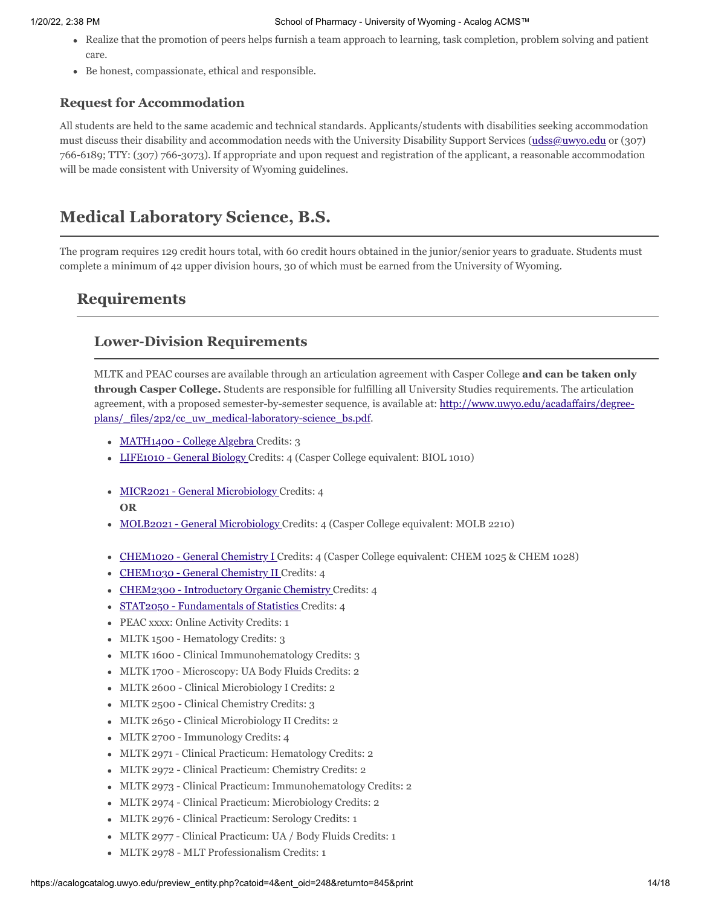- Realize that the promotion of peers helps furnish a team approach to learning, task completion, problem solving and patient care.
- Be honest, compassionate, ethical and responsible.

### Request for Accommodation

All students are held to the same academic and technical standards. Applicants/students with disabilities seeking accommodation must discuss their disability and accommodation needs with the University Disability Support Services (udss@uwyo.edu or (307) 766-6189; TTY: (307) 766-3073). If appropriate and upon request and registration of the applicant, a reasonable accommodation will be made consistent with University of Wyoming guidelines.

# Medical Laboratory Science, B.S.

The program requires 129 credit hours total, with 60 credit hours obtained in the junior/senior years to graduate. Students must complete a minimum of 42 upper division hours, 30 of which must be earned from the University of Wyoming.

## Requirements

### Lower-Division Requirements

MLTK and PEAC courses are available through an articulation agreement with Casper College **and can be taken only through Casper College.** Students are responsible for fulfilling all University Studies requirements. The articulation agreement, with a proposed semester-by-semester sequence, is available at: http://www.uwyo.edu/acadaffairs/degree-plans/_files/2p2/cc_uw_medical-laboratory-science_bs.pdf.

- MATH1400 - College Algebra Credits: 3
- LIFE1010 - General Biology Credits: 4 (Casper College equivalent: BIOL 1010)

- MICR2021 - General Microbiology Credits: 4
  **OR**
- MOLB2021 - General Microbiology Credits: 4 (Casper College equivalent: MOLB 2210)

- CHEM1020 - General Chemistry I Credits: 4 (Casper College equivalent: CHEM 1025 & CHEM 1028)
- CHEM1030 - General Chemistry II Credits: 4
- CHEM2300 - Introductory Organic Chemistry Credits: 4
- STAT2050 - Fundamentals of Statistics Credits: 4
- PEAC xxxx: Online Activity Credits: 1
- MLTK 1500 - Hematology Credits: 3
- MLTK 1600 - Clinical Immunohematology Credits: 3
- MLTK 1700 - Microscopy: UA Body Fluids Credits: 2
- MLTK 2600 - Clinical Microbiology I Credits: 2
- MLTK 2500 - Clinical Chemistry Credits: 3
- MLTK 2650 - Clinical Microbiology II Credits: 2
- MLTK 2700 - Immunology Credits: 4
- MLTK 2971 - Clinical Practicum: Hematology Credits: 2
- MLTK 2972 - Clinical Practicum: Chemistry Credits: 2
- MLTK 2973 - Clinical Practicum: Immunohematology Credits: 2
- MLTK 2974 - Clinical Practicum: Microbiology Credits: 2
- MLTK 2976 - Clinical Practicum: Serology Credits: 1
- MLTK 2977 - Clinical Practicum: UA / Body Fluids Credits: 1
- MLTK 2978 - MLT Professionalism Credits: 1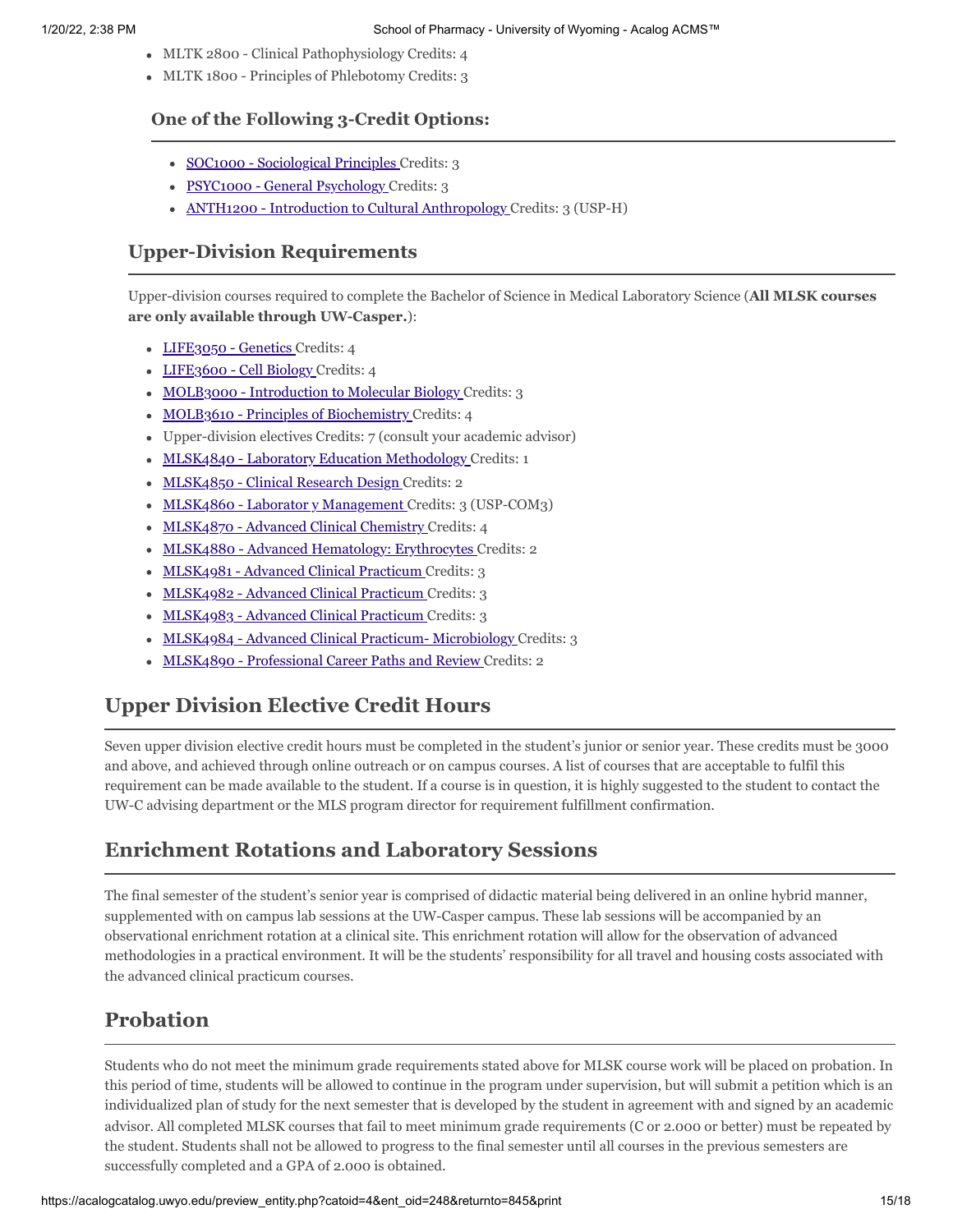- MLTK 2800 - Clinical Pathophysiology Credits: 4
- MLTK 1800 - Principles of Phlebotomy Credits: 3

#### One of the Following 3-Credit Options:

- SOC1000 - Sociological Principles Credits: 3
- PSYC1000 - General Psychology Credits: 3
- ANTH1200 - Introduction to Cultural Anthropology Credits: 3 (USP-H)

### Upper-Division Requirements

Upper-division courses required to complete the Bachelor of Science in Medical Laboratory Science (**All MLSK courses are only available through UW-Casper.**):

- LIFE3050 - Genetics Credits: 4
- LIFE3600 - Cell Biology Credits: 4
- MOLB3000 - Introduction to Molecular Biology Credits: 3
- MOLB3610 - Principles of Biochemistry Credits: 4
- Upper-division electives Credits: 7 (consult your academic advisor)
- MLSK4840 - Laboratory Education Methodology Credits: 1
- MLSK4850 - Clinical Research Design Credits: 2
- MLSK4860 - Laborator y Management Credits: 3 (USP-COM3)
- MLSK4870 - Advanced Clinical Chemistry Credits: 4
- MLSK4880 - Advanced Hematology: Erythrocytes Credits: 2
- MLSK4981 - Advanced Clinical Practicum Credits: 3
- MLSK4982 - Advanced Clinical Practicum Credits: 3
- MLSK4983 - Advanced Clinical Practicum Credits: 3
- MLSK4984 - Advanced Clinical Practicum- Microbiology Credits: 3
- MLSK4890 - Professional Career Paths and Review Credits: 2

## Upper Division Elective Credit Hours

Seven upper division elective credit hours must be completed in the student's junior or senior year. These credits must be 3000 and above, and achieved through online outreach or on campus courses. A list of courses that are acceptable to fulfil this requirement can be made available to the student. If a course is in question, it is highly suggested to the student to contact the UW-C advising department or the MLS program director for requirement fulfillment confirmation.

## Enrichment Rotations and Laboratory Sessions

The final semester of the student's senior year is comprised of didactic material being delivered in an online hybrid manner, supplemented with on campus lab sessions at the UW-Casper campus. These lab sessions will be accompanied by an observational enrichment rotation at a clinical site. This enrichment rotation will allow for the observation of advanced methodologies in a practical environment. It will be the students' responsibility for all travel and housing costs associated with the advanced clinical practicum courses.

## Probation

Students who do not meet the minimum grade requirements stated above for MLSK course work will be placed on probation. In this period of time, students will be allowed to continue in the program under supervision, but will submit a petition which is an individualized plan of study for the next semester that is developed by the student in agreement with and signed by an academic advisor. All completed MLSK courses that fail to meet minimum grade requirements (C or 2.000 or better) must be repeated by the student. Students shall not be allowed to progress to the final semester until all courses in the previous semesters are successfully completed and a GPA of 2.000 is obtained.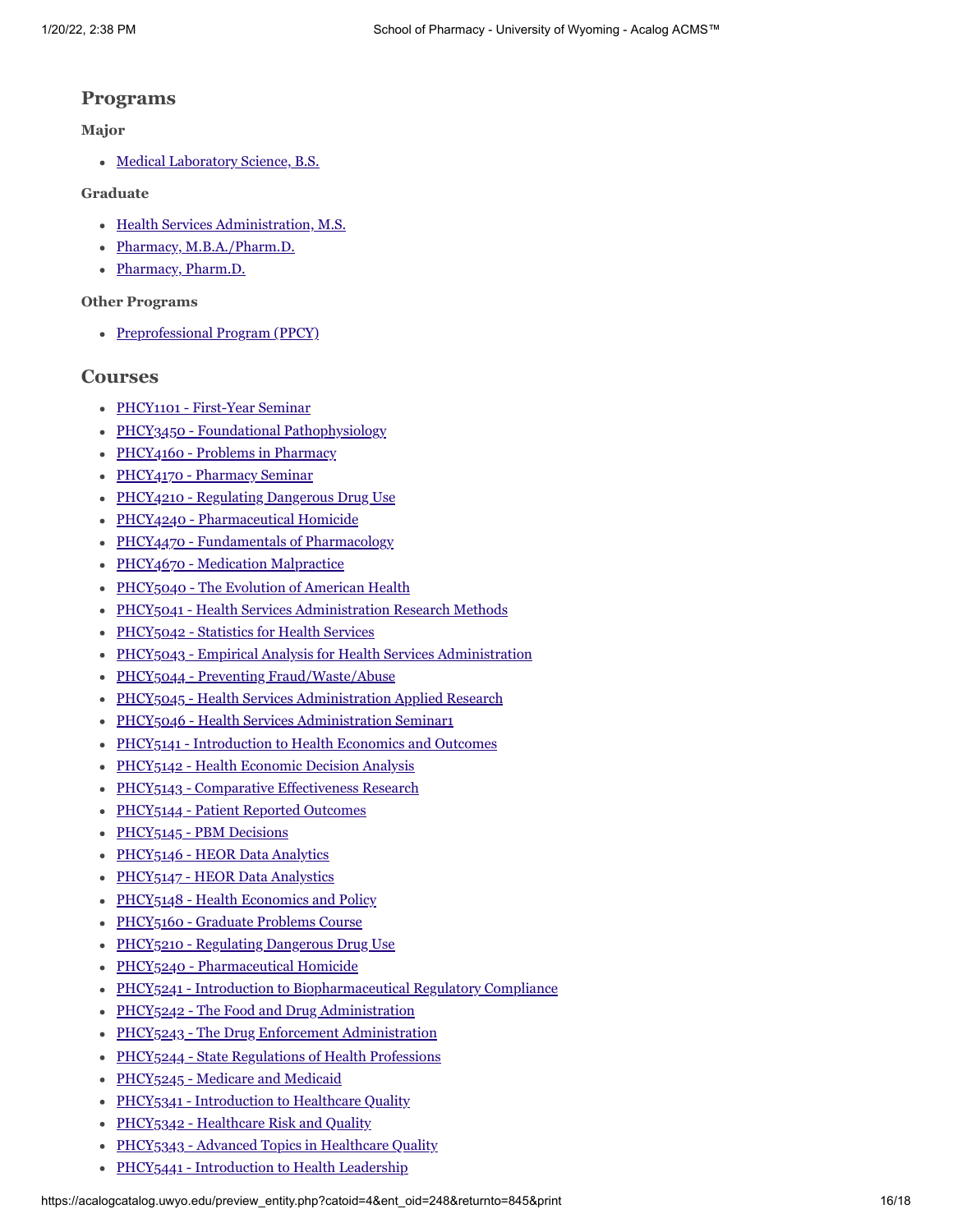## Programs

### Major

- Medical Laboratory Science, B.S.

### Graduate

- Health Services Administration, M.S.
- Pharmacy, M.B.A./Pharm.D.
- Pharmacy, Pharm.D.

### Other Programs

- Preprofessional Program (PPCY)

## Courses

- PHCY1101 - First-Year Seminar
- PHCY3450 - Foundational Pathophysiology
- PHCY4160 - Problems in Pharmacy
- PHCY4170 - Pharmacy Seminar
- PHCY4210 - Regulating Dangerous Drug Use
- PHCY4240 - Pharmaceutical Homicide
- PHCY4470 - Fundamentals of Pharmacology
- PHCY4670 - Medication Malpractice
- PHCY5040 - The Evolution of American Health
- PHCY5041 - Health Services Administration Research Methods
- PHCY5042 - Statistics for Health Services
- PHCY5043 - Empirical Analysis for Health Services Administration
- PHCY5044 - Preventing Fraud/Waste/Abuse
- PHCY5045 - Health Services Administration Applied Research
- PHCY5046 - Health Services Administration Seminar1
- PHCY5141 - Introduction to Health Economics and Outcomes
- PHCY5142 - Health Economic Decision Analysis
- PHCY5143 - Comparative Effectiveness Research
- PHCY5144 - Patient Reported Outcomes
- PHCY5145 - PBM Decisions
- PHCY5146 - HEOR Data Analytics
- PHCY5147 - HEOR Data Analystics
- PHCY5148 - Health Economics and Policy
- PHCY5160 - Graduate Problems Course
- PHCY5210 - Regulating Dangerous Drug Use
- PHCY5240 - Pharmaceutical Homicide
- PHCY5241 - Introduction to Biopharmaceutical Regulatory Compliance
- PHCY5242 - The Food and Drug Administration
- PHCY5243 - The Drug Enforcement Administration
- PHCY5244 - State Regulations of Health Professions
- PHCY5245 - Medicare and Medicaid
- PHCY5341 - Introduction to Healthcare Quality
- PHCY5342 - Healthcare Risk and Quality
- PHCY5343 - Advanced Topics in Healthcare Quality
- PHCY5441 - Introduction to Health Leadership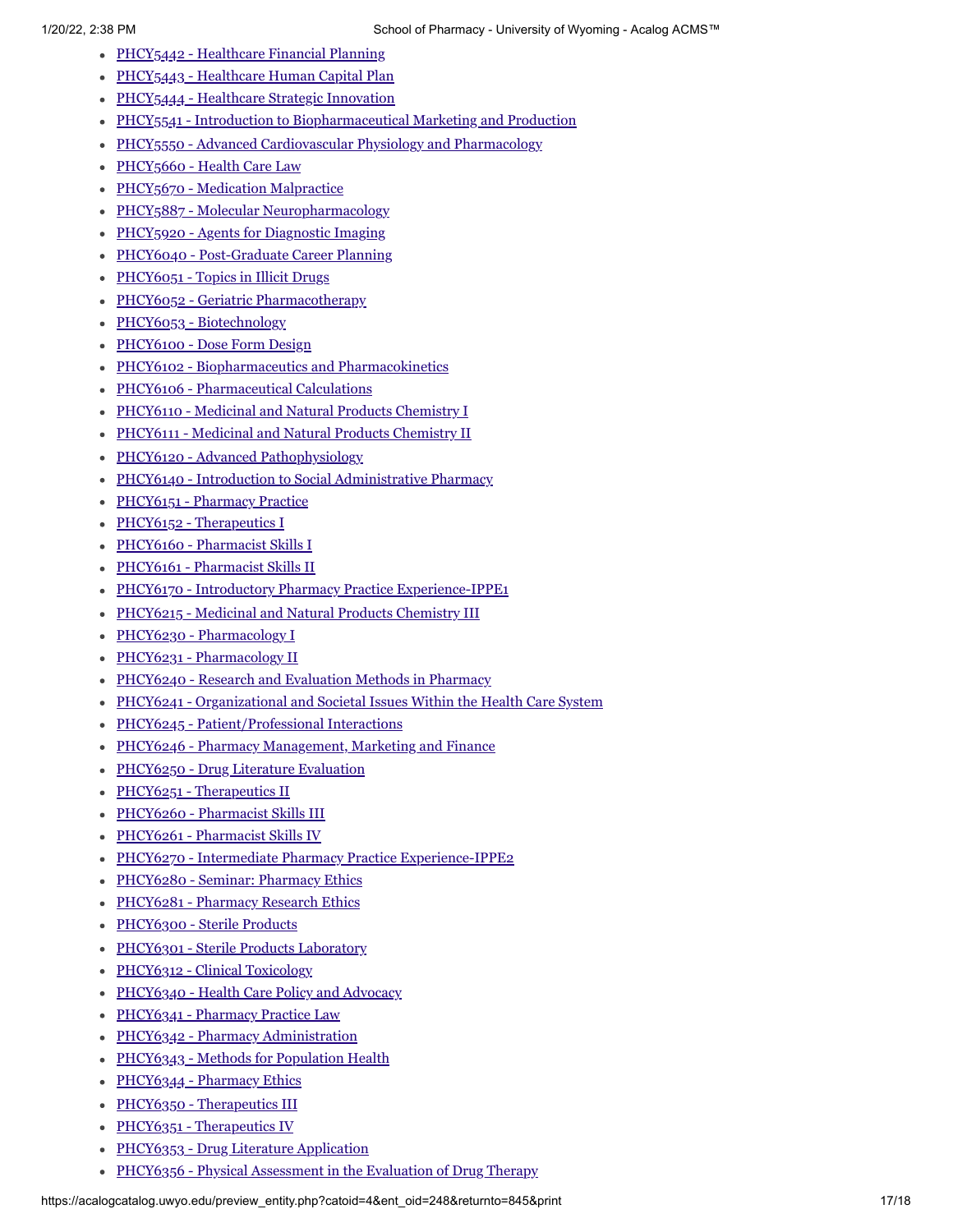- PHCY5442 - Healthcare Financial Planning
- PHCY5443 - Healthcare Human Capital Plan
- PHCY5444 - Healthcare Strategic Innovation
- PHCY5541 - Introduction to Biopharmaceutical Marketing and Production
- PHCY5550 - Advanced Cardiovascular Physiology and Pharmacology
- PHCY5660 - Health Care Law
- PHCY5670 - Medication Malpractice
- PHCY5887 - Molecular Neuropharmacology
- PHCY5920 - Agents for Diagnostic Imaging
- PHCY6040 - Post-Graduate Career Planning
- PHCY6051 - Topics in Illicit Drugs
- PHCY6052 - Geriatric Pharmacotherapy
- PHCY6053 - Biotechnology
- PHCY6100 - Dose Form Design
- PHCY6102 - Biopharmaceutics and Pharmacokinetics
- PHCY6106 - Pharmaceutical Calculations
- PHCY6110 - Medicinal and Natural Products Chemistry I
- PHCY6111 - Medicinal and Natural Products Chemistry II
- PHCY6120 - Advanced Pathophysiology
- PHCY6140 - Introduction to Social Administrative Pharmacy
- PHCY6151 - Pharmacy Practice
- PHCY6152 - Therapeutics I
- PHCY6160 - Pharmacist Skills I
- PHCY6161 - Pharmacist Skills II
- PHCY6170 - Introductory Pharmacy Practice Experience-IPPE1
- PHCY6215 - Medicinal and Natural Products Chemistry III
- PHCY6230 - Pharmacology I
- PHCY6231 - Pharmacology II
- PHCY6240 - Research and Evaluation Methods in Pharmacy
- PHCY6241 - Organizational and Societal Issues Within the Health Care System
- PHCY6245 - Patient/Professional Interactions
- PHCY6246 - Pharmacy Management, Marketing and Finance
- PHCY6250 - Drug Literature Evaluation
- PHCY6251 - Therapeutics II
- PHCY6260 - Pharmacist Skills III
- PHCY6261 - Pharmacist Skills IV
- PHCY6270 - Intermediate Pharmacy Practice Experience-IPPE2
- PHCY6280 - Seminar: Pharmacy Ethics
- PHCY6281 - Pharmacy Research Ethics
- PHCY6300 - Sterile Products
- PHCY6301 - Sterile Products Laboratory
- PHCY6312 - Clinical Toxicology
- PHCY6340 - Health Care Policy and Advocacy
- PHCY6341 - Pharmacy Practice Law
- PHCY6342 - Pharmacy Administration
- PHCY6343 - Methods for Population Health
- PHCY6344 - Pharmacy Ethics
- PHCY6350 - Therapeutics III
- PHCY6351 - Therapeutics IV
- PHCY6353 - Drug Literature Application
- PHCY6356 - Physical Assessment in the Evaluation of Drug Therapy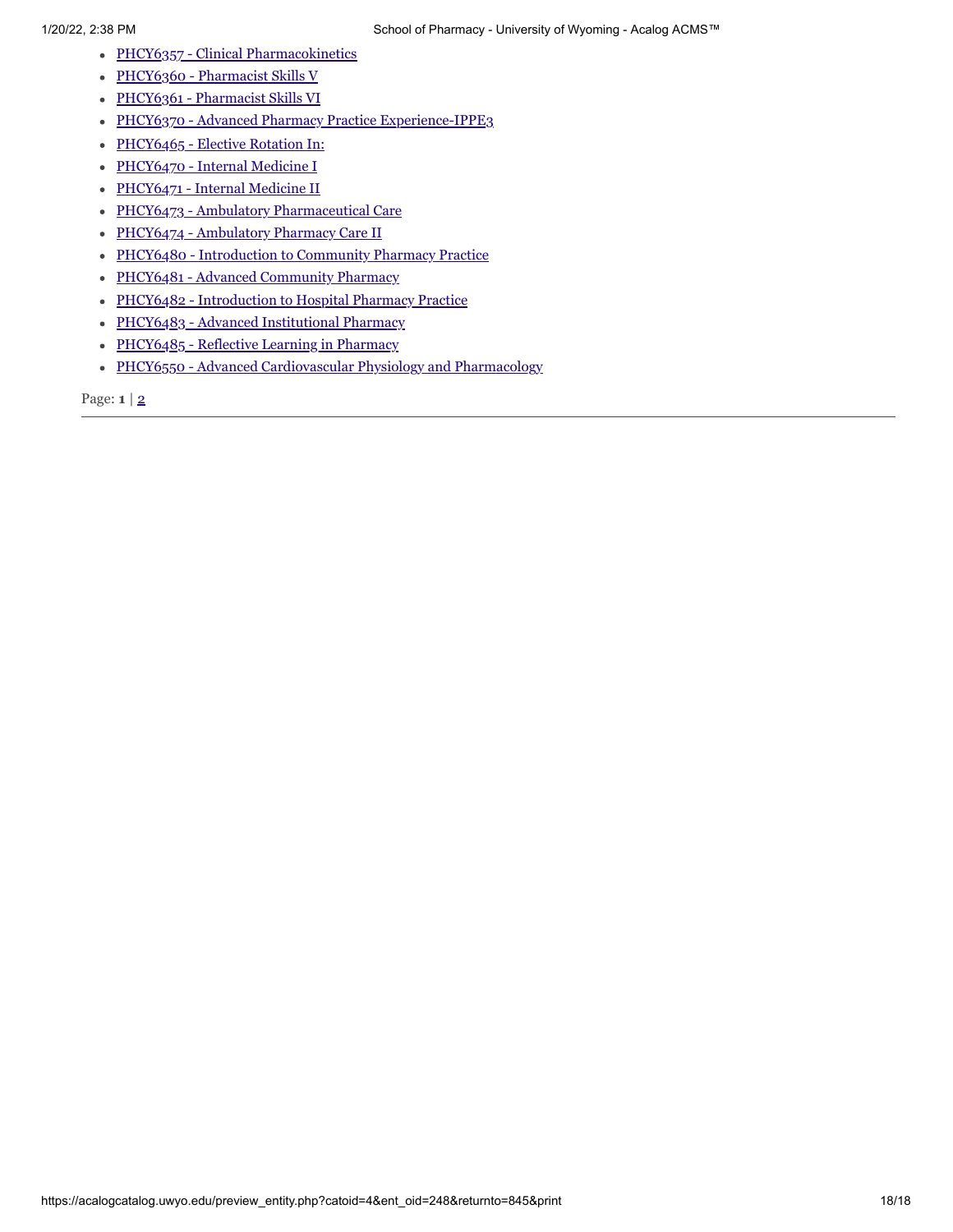- PHCY6357 - Clinical Pharmacokinetics
- PHCY6360 - Pharmacist Skills V
- PHCY6361 - Pharmacist Skills VI
- PHCY6370 - Advanced Pharmacy Practice Experience-IPPE3
- PHCY6465 - Elective Rotation In:
- PHCY6470 - Internal Medicine I
- PHCY6471 - Internal Medicine II
- PHCY6473 - Ambulatory Pharmaceutical Care
- PHCY6474 - Ambulatory Pharmacy Care II
- PHCY6480 - Introduction to Community Pharmacy Practice
- PHCY6481 - Advanced Community Pharmacy
- PHCY6482 - Introduction to Hospital Pharmacy Practice
- PHCY6483 - Advanced Institutional Pharmacy
- PHCY6485 - Reflective Learning in Pharmacy
- PHCY6550 - Advanced Cardiovascular Physiology and Pharmacology

Page: **1** | 2